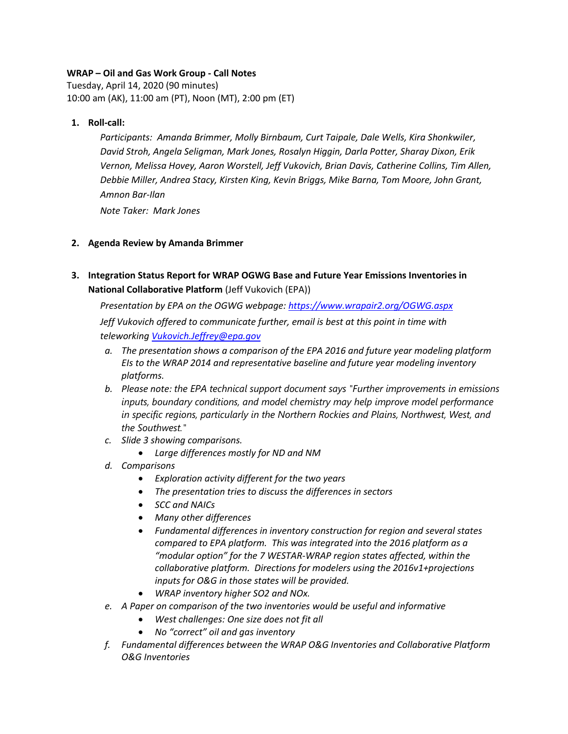**WRAP – Oil and Gas Work Group - Call Notes**
Tuesday, April 14, 2020 (90 minutes)
10:00 am (AK), 11:00 am (PT), Noon (MT), 2:00 pm (ET)

1. **Roll-call:**

   *Participants: Amanda Brimmer, Molly Birnbaum, Curt Taipale, Dale Wells, Kira Shonkwiler, David Stroh, Angela Seligman, Mark Jones, Rosalyn Higgin, Darla Potter, Sharay Dixon, Erik Vernon, Melissa Hovey, Aaron Worstell, Jeff Vukovich, Brian Davis, Catherine Collins, Tim Allen, Debbie Miller, Andrea Stacy, Kirsten King, Kevin Briggs, Mike Barna, Tom Moore, John Grant, Amnon Bar-Ilan*

   *Note Taker: Mark Jones*

2. **Agenda Review by Amanda Brimmer**

3. **Integration Status Report for WRAP OGWG Base and Future Year Emissions Inventories in National Collaborative Platform** (Jeff Vukovich (EPA))

   *Presentation by EPA on the OGWG webpage: https://www.wrapair2.org/OGWG.aspx*

   *Jeff Vukovich offered to communicate further, email is best at this point in time with teleworking Vukovich.Jeffrey@epa.gov*

   a. *The presentation shows a comparison of the EPA 2016 and future year modeling platform EIs to the WRAP 2014 and representative baseline and future year modeling inventory platforms.*
   b. *Please note: the EPA technical support document says "Further improvements in emissions inputs, boundary conditions, and model chemistry may help improve model performance in specific regions, particularly in the Northern Rockies and Plains, Northwest, West, and the Southwest."*
   c. *Slide 3 showing comparisons.*
      - *Large differences mostly for ND and NM*
   d. *Comparisons*
      - *Exploration activity different for the two years*
      - *The presentation tries to discuss the differences in sectors*
      - *SCC and NAICs*
      - *Many other differences*
      - *Fundamental differences in inventory construction for region and several states compared to EPA platform. This was integrated into the 2016 platform as a "modular option" for the 7 WESTAR-WRAP region states affected, within the collaborative platform. Directions for modelers using the 2016v1+projections inputs for O&G in those states will be provided.*
      - *WRAP inventory higher SO2 and NOx.*
   e. *A Paper on comparison of the two inventories would be useful and informative*
      - *West challenges: One size does not fit all*
      - *No "correct" oil and gas inventory*
   f. *Fundamental differences between the WRAP O&G Inventories and Collaborative Platform O&G Inventories*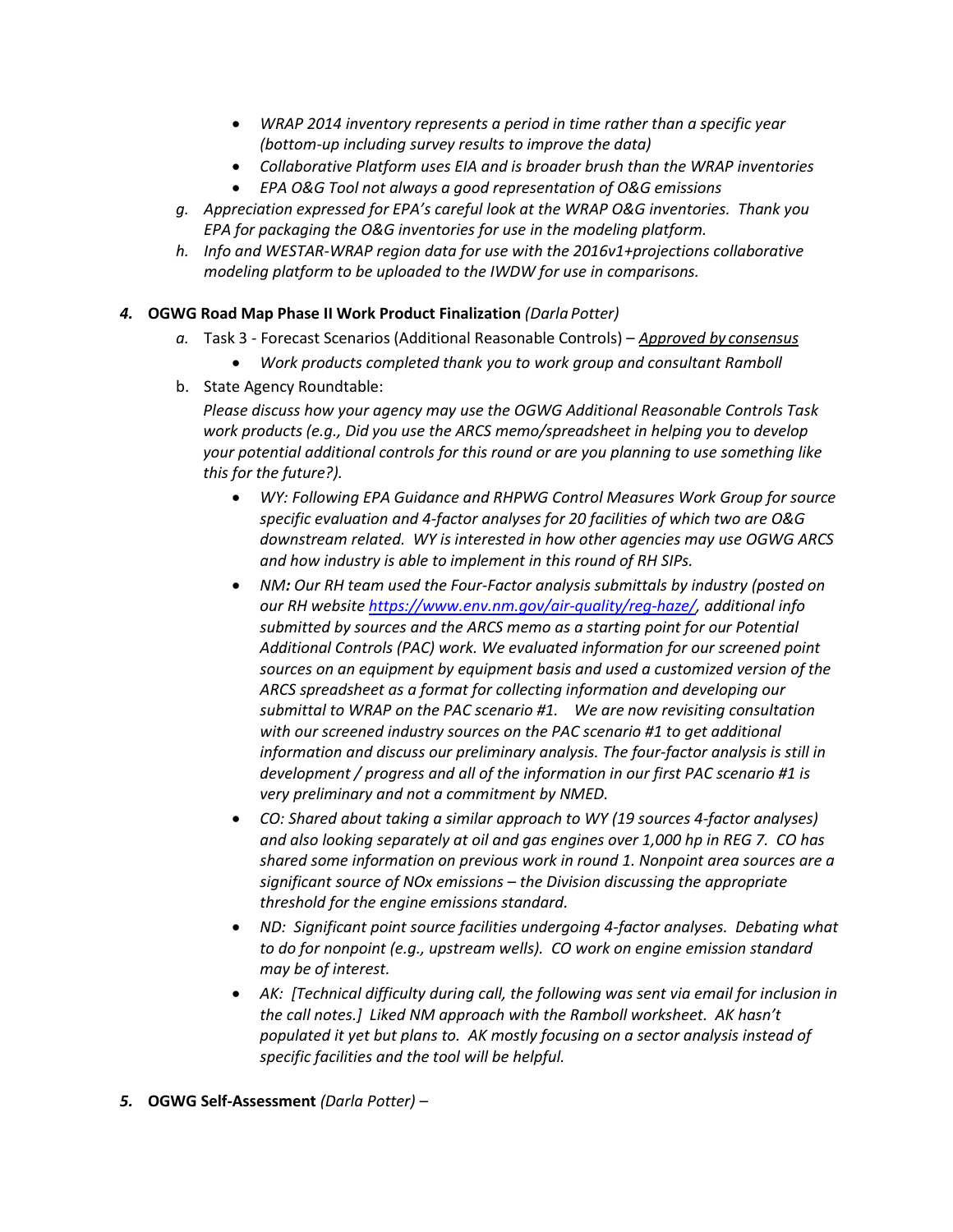- *WRAP 2014 inventory represents a period in time rather than a specific year (bottom-up including survey results to improve the data)*
- *Collaborative Platform uses EIA and is broader brush than the WRAP inventories*
- *EPA O&G Tool not always a good representation of O&G emissions*

g. *Appreciation expressed for EPA's careful look at the WRAP O&G inventories. Thank you EPA for packaging the O&G inventories for use in the modeling platform.*

h. *Info and WESTAR-WRAP region data for use with the 2016v1+projections collaborative modeling platform to be uploaded to the IWDW for use in comparisons.*

**4. OGWG Road Map Phase II Work Product Finalization** *(Darla Potter)*

a. Task 3 - Forecast Scenarios (Additional Reasonable Controls) – *Approved by consensus*
   - *Work products completed thank you to work group and consultant Ramboll*

b. State Agency Roundtable:
   *Please discuss how your agency may use the OGWG Additional Reasonable Controls Task work products (e.g., Did you use the ARCS memo/spreadsheet in helping you to develop your potential additional controls for this round or are you planning to use something like this for the future?).*
   - *WY: Following EPA Guidance and RHPWG Control Measures Work Group for source specific evaluation and 4-factor analyses for 20 facilities of which two are O&G downstream related. WY is interested in how other agencies may use OGWG ARCS and how industry is able to implement in this round of RH SIPs.*
   - *NM**:** Our RH team used the Four-Factor analysis submittals by industry (posted on our RH website https://www.env.nm.gov/air-quality/reg-haze/, additional info submitted by sources and the ARCS memo as a starting point for our Potential Additional Controls (PAC) work. We evaluated information for our screened point sources on an equipment by equipment basis and used a customized version of the ARCS spreadsheet as a format for collecting information and developing our submittal to WRAP on the PAC scenario #1. We are now revisiting consultation with our screened industry sources on the PAC scenario #1 to get additional information and discuss our preliminary analysis. The four-factor analysis is still in development / progress and all of the information in our first PAC scenario #1 is very preliminary and not a commitment by NMED.*
   - *CO: Shared about taking a similar approach to WY (19 sources 4-factor analyses) and also looking separately at oil and gas engines over 1,000 hp in REG 7. CO has shared some information on previous work in round 1. Nonpoint area sources are a significant source of NOx emissions – the Division discussing the appropriate threshold for the engine emissions standard.*
   - *ND: Significant point source facilities undergoing 4-factor analyses. Debating what to do for nonpoint (e.g., upstream wells). CO work on engine emission standard may be of interest.*
   - *AK: [Technical difficulty during call, the following was sent via email for inclusion in the call notes.] Liked NM approach with the Ramboll worksheet. AK hasn't populated it yet but plans to. AK mostly focusing on a sector analysis instead of specific facilities and the tool will be helpful.*

**5. OGWG Self-Assessment** *(Darla Potter)* –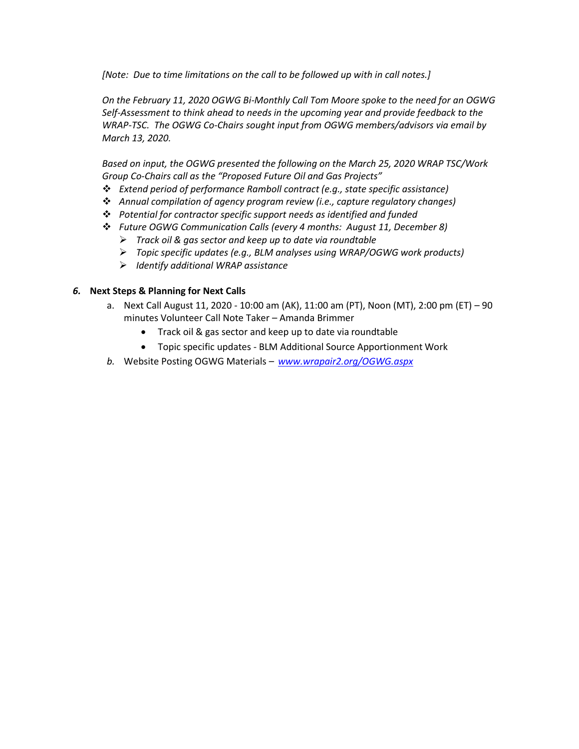*[Note: Due to time limitations on the call to be followed up with in call notes.]*

*On the February 11, 2020 OGWG Bi-Monthly Call Tom Moore spoke to the need for an OGWG Self-Assessment to think ahead to needs in the upcoming year and provide feedback to the WRAP-TSC. The OGWG Co-Chairs sought input from OGWG members/advisors via email by March 13, 2020.*

*Based on input, the OGWG presented the following on the March 25, 2020 WRAP TSC/Work Group Co-Chairs call as the "Proposed Future Oil and Gas Projects"*

- *Extend period of performance Ramboll contract (e.g., state specific assistance)*
- *Annual compilation of agency program review (i.e., capture regulatory changes)*
- *Potential for contractor specific support needs as identified and funded*
- *Future OGWG Communication Calls (every 4 months: August 11, December 8)*
  - *Track oil & gas sector and keep up to date via roundtable*
  - *Topic specific updates (e.g., BLM analyses using WRAP/OGWG work products)*
  - *Identify additional WRAP assistance*

## *6.* Next Steps & Planning for Next Calls

a. Next Call August 11, 2020 - 10:00 am (AK), 11:00 am (PT), Noon (MT), 2:00 pm (ET) – 90 minutes Volunteer Call Note Taker – Amanda Brimmer
   - Track oil & gas sector and keep up to date via roundtable
   - Topic specific updates - BLM Additional Source Apportionment Work

*b.* Website Posting OGWG Materials – *www.wrapair2.org/OGWG.aspx*